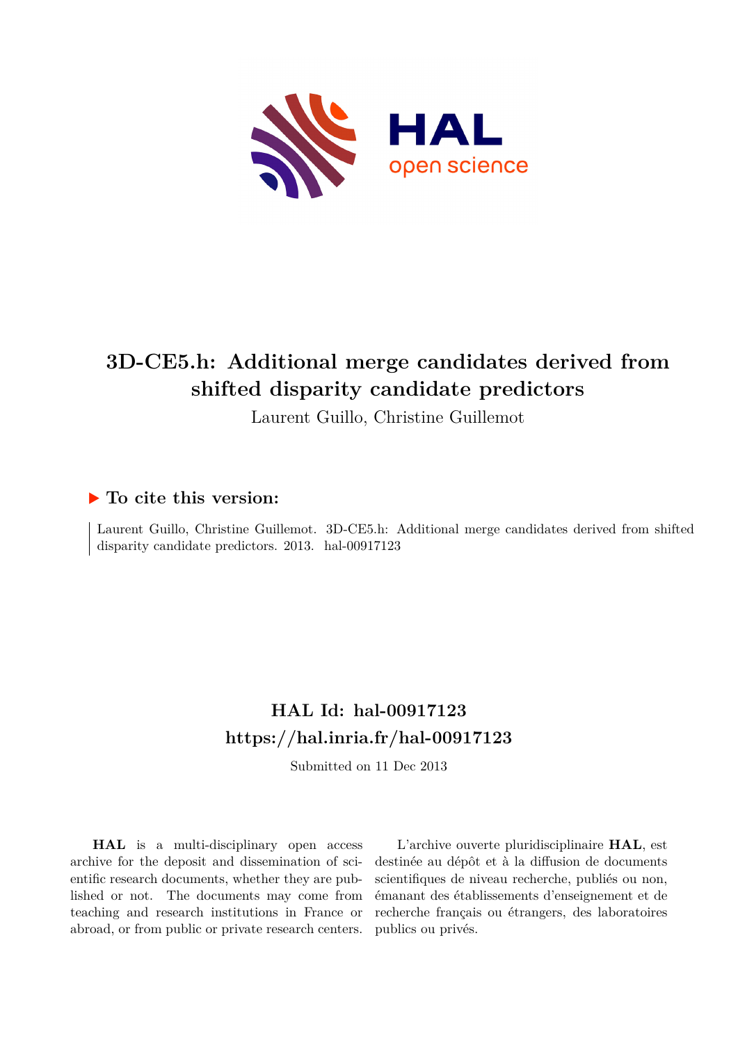# 3D-CE5.h: Additional merge candidates derived from shifted disparity candidate predictors

Laurent Guillo, Christine Guillemot

## ▶ To cite this version:

Laurent Guillo, Christine Guillemot. 3D-CE5.h: Additional merge candidates derived from shifted disparity candidate predictors. 2013. hal-00917123

## HAL Id: hal-00917123
## https://hal.inria.fr/hal-00917123

Submitted on 11 Dec 2013

**HAL** is a multi-disciplinary open access archive for the deposit and dissemination of scientific research documents, whether they are published or not. The documents may come from teaching and research institutions in France or abroad, or from public or private research centers.

L'archive ouverte pluridisciplinaire **HAL**, est destinée au dépôt et à la diffusion de documents scientifiques de niveau recherche, publiés ou non, émanant des établissements d'enseignement et de recherche français ou étrangers, des laboratoires publics ou privés.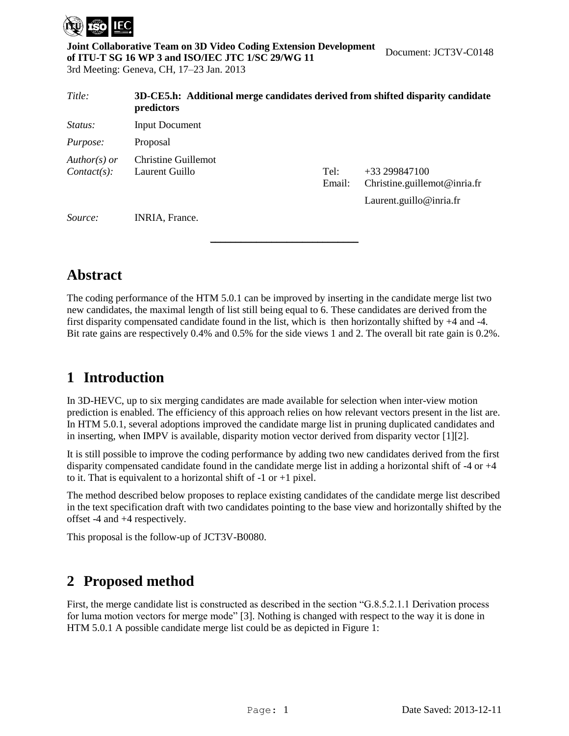Joint Collaborative Team on 3D Video Coding Extension Development of ITU-T SG 16 WP 3 and ISO/IEC JTC 1/SC 29/WG 11

3rd Meeting: Geneva, CH, 17–23 Jan. 2013

Document: JCT3V-C0148

| | | | |
|---|---|---|---|
| *Title:* | **3D-CE5.h: Additional merge candidates derived from shifted disparity candidate predictors** | | |
| *Status:* | Input Document | | |
| *Purpose:* | Proposal | | |
| *Author(s) or Contact(s):* | Christine Guillemot<br>Laurent Guillo | Tel:<br>Email: | +33 299847100<br>Christine.guillemot@inria.fr<br>Laurent.guillo@inria.fr |
| *Source:* | INRIA, France. | | |

# Abstract

The coding performance of the HTM 5.0.1 can be improved by inserting in the candidate merge list two new candidates, the maximal length of list still being equal to 6. These candidates are derived from the first disparity compensated candidate found in the list, which is then horizontally shifted by +4 and -4. Bit rate gains are respectively 0.4% and 0.5% for the side views 1 and 2. The overall bit rate gain is 0.2%.

# 1 Introduction

In 3D-HEVC, up to six merging candidates are made available for selection when inter-view motion prediction is enabled. The efficiency of this approach relies on how relevant vectors present in the list are. In HTM 5.0.1, several adoptions improved the candidate marge list in pruning duplicated candidates and in inserting, when IMPV is available, disparity motion vector derived from disparity vector [1][2].

It is still possible to improve the coding performance by adding two new candidates derived from the first disparity compensated candidate found in the candidate merge list in adding a horizontal shift of -4 or +4 to it. That is equivalent to a horizontal shift of -1 or +1 pixel.

The method described below proposes to replace existing candidates of the candidate merge list described in the text specification draft with two candidates pointing to the base view and horizontally shifted by the offset -4 and +4 respectively.

This proposal is the follow-up of JCT3V-B0080.

# 2 Proposed method

First, the merge candidate list is constructed as described in the section "G.8.5.2.1.1 Derivation process for luma motion vectors for merge mode" [3]. Nothing is changed with respect to the way it is done in HTM 5.0.1 A possible candidate merge list could be as depicted in Figure 1: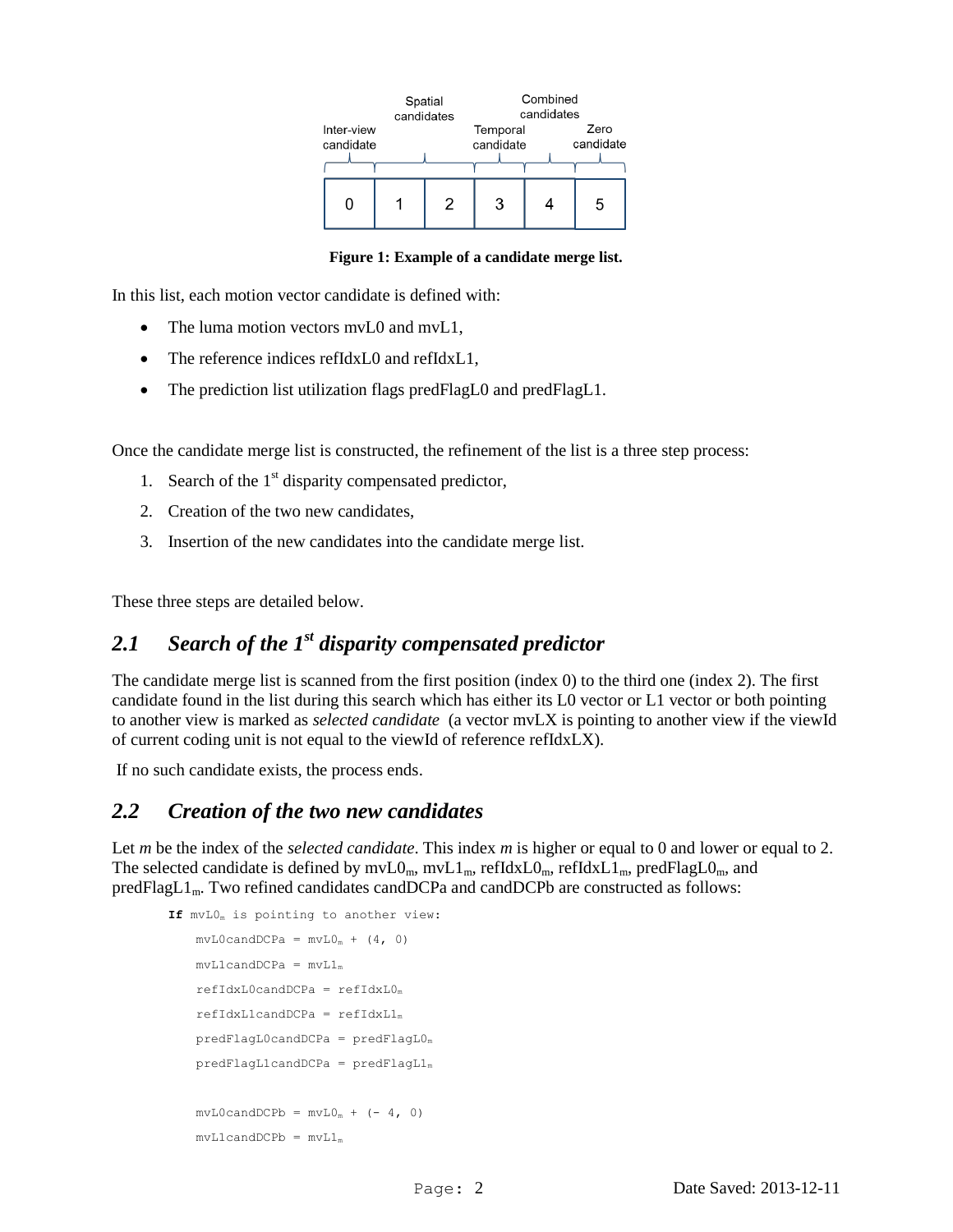Figure 1: Example of a candidate merge list.

In this list, each motion vector candidate is defined with:

- The luma motion vectors mvL0 and mvL1,
- The reference indices refIdxL0 and refIdxL1,
- The prediction list utilization flags predFlagL0 and predFlagL1.

Once the candidate merge list is constructed, the refinement of the list is a three step process:

1. Search of the 1st disparity compensated predictor,
2. Creation of the two new candidates,
3. Insertion of the new candidates into the candidate merge list.

These three steps are detailed below.

## 2.1 Search of the 1st disparity compensated predictor

The candidate merge list is scanned from the first position (index 0) to the third one (index 2). The first candidate found in the list during this search which has either its L0 vector or L1 vector or both pointing to another view is marked as *selected candidate* (a vector mvLX is pointing to another view if the viewId of current coding unit is not equal to the viewId of reference refIdxLX).

If no such candidate exists, the process ends.

## 2.2 Creation of the two new candidates

Let *m* be the index of the *selected candidate*. This index *m* is higher or equal to 0 and lower or equal to 2. The selected candidate is defined by $mvL0_m$, $mvL1_m$, $refIdxL0_m$, $refIdxL1_m$, $predFlagL0_m$, and $predFlagL1_m$. Two refined candidates candDCPa and candDCPb are constructed as follows:

```
If mvL0m is pointing to another view:
    mvL0candDCPa = mvL0m + (4, 0)
    mvL1candDCPa = mvL1m
    refIdxL0candDCPa = refIdxL0m
    refIdxL1candDCPa = refIdxL1m
    predFlagL0candDCPa = predFlagL0m
    predFlagL1candDCPa = predFlagL1m

    mvL0candDCPb = mvL0m + (- 4, 0)
    mvL1candDCPb = mvL1m
```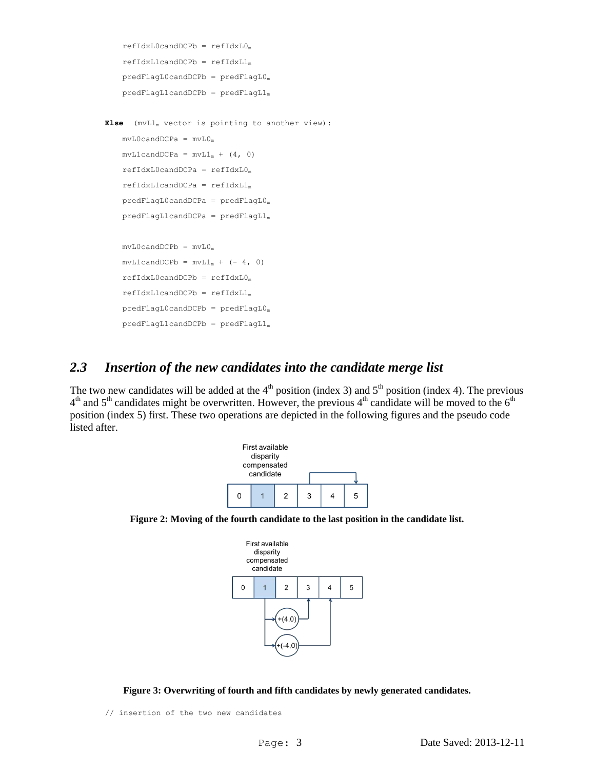```
    refIdxL0candDCPb = refIdxL0m
    refIdxL1candDCPb = refIdxL1m
    predFlagL0candDCPb = predFlagL0m
    predFlagL1candDCPb = predFlagL1m

Else  (mvL1m vector is pointing to another view):
    mvL0candDCPa = mvL0m
    mvL1candDCPa = mvL1m + (4, 0)
    refIdxL0candDCPa = refIdxL0m
    refIdxL1candDCPa = refIdxL1m
    predFlagL0candDCPa = predFlagL0m
    predFlagL1candDCPa = predFlagL1m

    mvL0candDCPb = mvL0m
    mvL1candDCPb = mvL1m + (- 4, 0)
    refIdxL0candDCPb = refIdxL0m
    refIdxL1candDCPb = refIdxL1m
    predFlagL0candDCPb = predFlagL0m
    predFlagL1candDCPb = predFlagL1m
```

## *2.3 Insertion of the new candidates into the candidate merge list*

The two new candidates will be added at the 4th position (index 3) and 5th position (index 4). The previous 4th and 5th candidates might be overwritten. However, the previous 4th candidate will be moved to the 6th position (index 5) first. These two operations are depicted in the following figures and the pseudo code listed after.

**Figure 2: Moving of the fourth candidate to the last position in the candidate list.**

**Figure 3: Overwriting of fourth and fifth candidates by newly generated candidates.**

```
// insertion of the two new candidates
```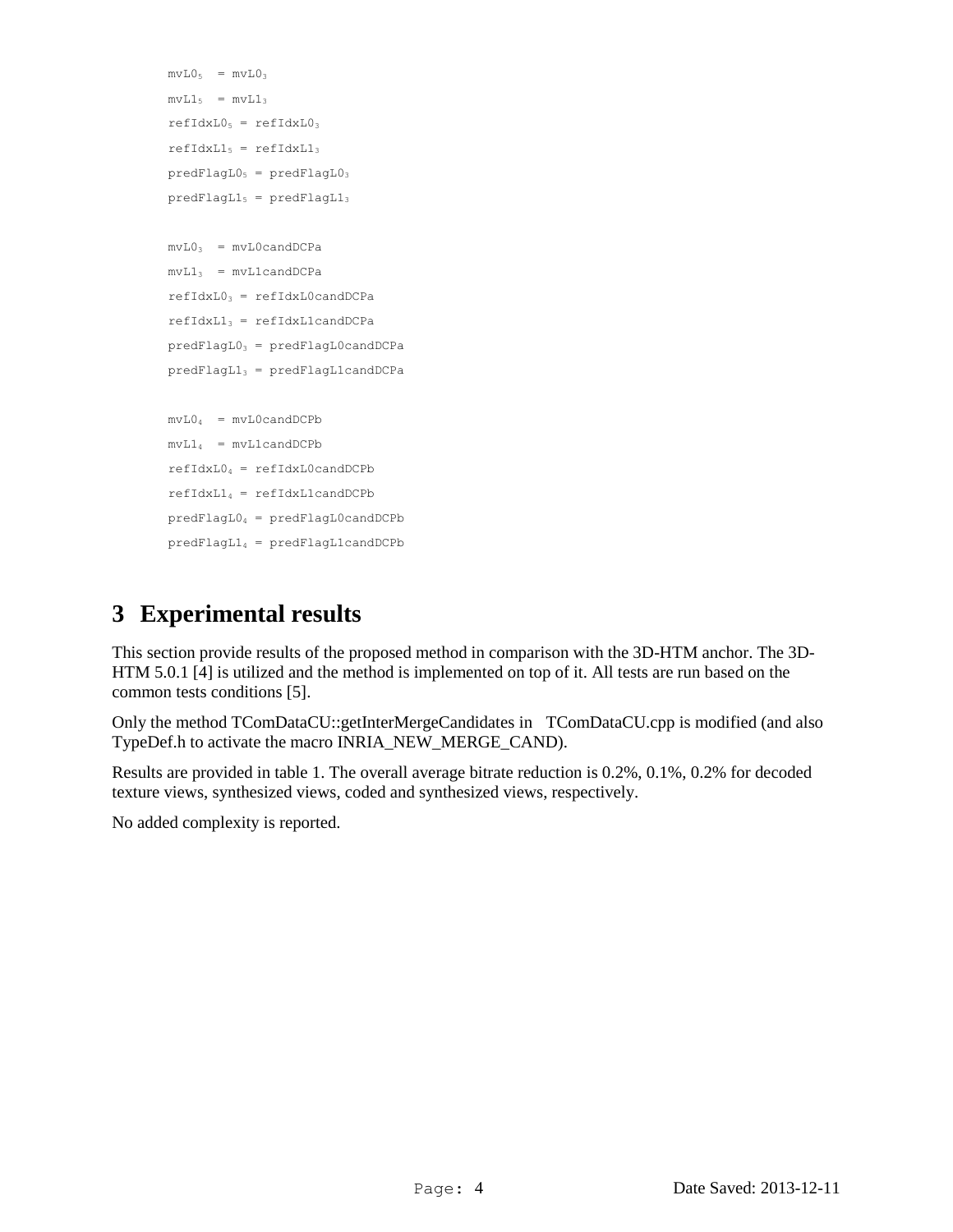```
mvL0_5  = mvL0_3
mvL1_5  = mvL1_3
refIdxL0_5 = refIdxL0_3
refIdxL1_5 = refIdxL1_3
predFlagL0_5 = predFlagL0_3
predFlagL1_5 = predFlagL1_3

mvL0_3  = mvL0candDCPa
mvL1_3  = mvL1candDCPa
refIdxL0_3 = refIdxL0candDCPa
refIdxL1_3 = refIdxL1candDCPa
predFlagL0_3 = predFlagL0candDCPa
predFlagL1_3 = predFlagL1candDCPa

mvL0_4  = mvL0candDCPb
mvL1_4  = mvL1candDCPb
refIdxL0_4 = refIdxL0candDCPb
refIdxL1_4 = refIdxL1candDCPb
predFlagL0_4 = predFlagL0candDCPb
predFlagL1_4 = predFlagL1candDCPb
```

# 3 Experimental results

This section provide results of the proposed method in comparison with the 3D-HTM anchor. The 3D-HTM 5.0.1 [4] is utilized and the method is implemented on top of it. All tests are run based on the common tests conditions [5].

Only the method TComDataCU::getInterMergeCandidates in TComDataCU.cpp is modified (and also TypeDef.h to activate the macro INRIA_NEW_MERGE_CAND).

Results are provided in table 1. The overall average bitrate reduction is 0.2%, 0.1%, 0.2% for decoded texture views, synthesized views, coded and synthesized views, respectively.

No added complexity is reported.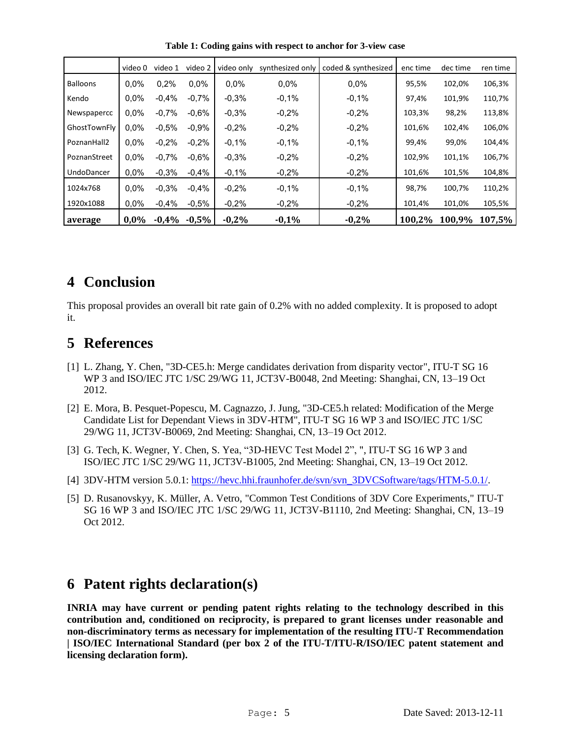**Table 1: Coding gains with respect to anchor for 3-view case**

| | video 0 | video 1 | video 2 | video only | synthesized only | coded & synthesized | enc time | dec time | ren time |
|---|---|---|---|---|---|---|---|---|---|
| Balloons | 0,0% | 0,2% | 0,0% | 0,0% | 0,0% | 0,0% | 95,5% | 102,0% | 106,3% |
| Kendo | 0,0% | -0,4% | -0,7% | -0,3% | -0,1% | -0,1% | 97,4% | 101,9% | 110,7% |
| Newspapercc | 0,0% | -0,7% | -0,6% | -0,3% | -0,2% | -0,2% | 103,3% | 98,2% | 113,8% |
| GhostTownFly | 0,0% | -0,5% | -0,9% | -0,2% | -0,2% | -0,2% | 101,6% | 102,4% | 106,0% |
| PoznanHall2 | 0,0% | -0,2% | -0,2% | -0,1% | -0,1% | -0,1% | 99,4% | 99,0% | 104,4% |
| PoznanStreet | 0,0% | -0,7% | -0,6% | -0,3% | -0,2% | -0,2% | 102,9% | 101,1% | 106,7% |
| UndoDancer | 0,0% | -0,3% | -0,4% | -0,1% | -0,2% | -0,2% | 101,6% | 101,5% | 104,8% |
| 1024x768 | 0,0% | -0,3% | -0,4% | -0,2% | -0,1% | -0,1% | 98,7% | 100,7% | 110,2% |
| 1920x1088 | 0,0% | -0,4% | -0,5% | -0,2% | -0,2% | -0,2% | 101,4% | 101,0% | 105,5% |
| **average** | **0,0%** | **-0,4%** | **-0,5%** | **-0,2%** | **-0,1%** | **-0,2%** | **100,2%** | **100,9%** | **107,5%** |

# 4 Conclusion

This proposal provides an overall bit rate gain of 0.2% with no added complexity. It is proposed to adopt it.

# 5 References

[1] L. Zhang, Y. Chen, "3D-CE5.h: Merge candidates derivation from disparity vector", ITU-T SG 16 WP 3 and ISO/IEC JTC 1/SC 29/WG 11, JCT3V-B0048, 2nd Meeting: Shanghai, CN, 13–19 Oct 2012.

[2] E. Mora, B. Pesquet-Popescu, M. Cagnazzo, J. Jung, "3D-CE5.h related: Modification of the Merge Candidate List for Dependant Views in 3DV-HTM", ITU-T SG 16 WP 3 and ISO/IEC JTC 1/SC 29/WG 11, JCT3V-B0069, 2nd Meeting: Shanghai, CN, 13–19 Oct 2012.

[3] G. Tech, K. Wegner, Y. Chen, S. Yea, "3D-HEVC Test Model 2", ", ITU-T SG 16 WP 3 and ISO/IEC JTC 1/SC 29/WG 11, JCT3V-B1005, 2nd Meeting: Shanghai, CN, 13–19 Oct 2012.

[4] 3DV-HTM version 5.0.1: https://hevc.hhi.fraunhofer.de/svn/svn_3DVCSoftware/tags/HTM-5.0.1/.

[5] D. Rusanovskyy, K. Müller, A. Vetro, "Common Test Conditions of 3DV Core Experiments," ITU-T SG 16 WP 3 and ISO/IEC JTC 1/SC 29/WG 11, JCT3V-B1110, 2nd Meeting: Shanghai, CN, 13–19 Oct 2012.

# 6 Patent rights declaration(s)

**INRIA may have current or pending patent rights relating to the technology described in this contribution and, conditioned on reciprocity, is prepared to grant licenses under reasonable and non-discriminatory terms as necessary for implementation of the resulting ITU-T Recommendation | ISO/IEC International Standard (per box 2 of the ITU-T/ITU-R/ISO/IEC patent statement and licensing declaration form).**